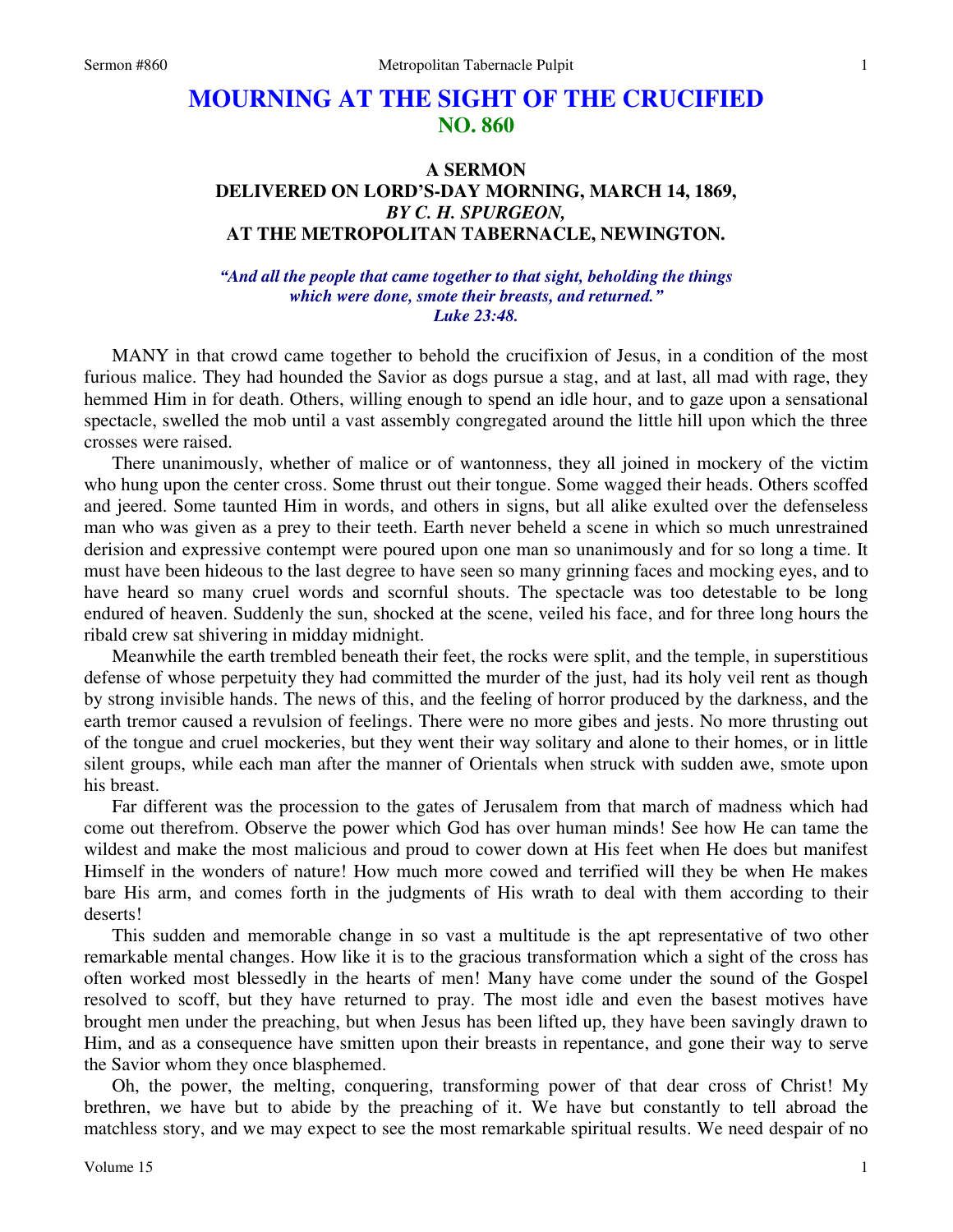# MOURNING AT THE SIGHT OF THE CRUCIFIED
## NO. 860

### A SERMON
### DELIVERED ON LORD'S-DAY MORNING, MARCH 14, 1869,
### *BY C. H. SPURGEON,*
### AT THE METROPOLITAN TABERNACLE, NEWINGTON.

*"And all the people that came together to that sight, beholding the things which were done, smote their breasts, and returned."*
*Luke 23:48.*

MANY in that crowd came together to behold the crucifixion of Jesus, in a condition of the most furious malice. They had hounded the Savior as dogs pursue a stag, and at last, all mad with rage, they hemmed Him in for death. Others, willing enough to spend an idle hour, and to gaze upon a sensational spectacle, swelled the mob until a vast assembly congregated around the little hill upon which the three crosses were raised.

There unanimously, whether of malice or of wantonness, they all joined in mockery of the victim who hung upon the center cross. Some thrust out their tongue. Some wagged their heads. Others scoffed and jeered. Some taunted Him in words, and others in signs, but all alike exulted over the defenseless man who was given as a prey to their teeth. Earth never beheld a scene in which so much unrestrained derision and expressive contempt were poured upon one man so unanimously and for so long a time. It must have been hideous to the last degree to have seen so many grinning faces and mocking eyes, and to have heard so many cruel words and scornful shouts. The spectacle was too detestable to be long endured of heaven. Suddenly the sun, shocked at the scene, veiled his face, and for three long hours the ribald crew sat shivering in midday midnight.

Meanwhile the earth trembled beneath their feet, the rocks were split, and the temple, in superstitious defense of whose perpetuity they had committed the murder of the just, had its holy veil rent as though by strong invisible hands. The news of this, and the feeling of horror produced by the darkness, and the earth tremor caused a revulsion of feelings. There were no more gibes and jests. No more thrusting out of the tongue and cruel mockeries, but they went their way solitary and alone to their homes, or in little silent groups, while each man after the manner of Orientals when struck with sudden awe, smote upon his breast.

Far different was the procession to the gates of Jerusalem from that march of madness which had come out therefrom. Observe the power which God has over human minds! See how He can tame the wildest and make the most malicious and proud to cower down at His feet when He does but manifest Himself in the wonders of nature! How much more cowed and terrified will they be when He makes bare His arm, and comes forth in the judgments of His wrath to deal with them according to their deserts!

This sudden and memorable change in so vast a multitude is the apt representative of two other remarkable mental changes. How like it is to the gracious transformation which a sight of the cross has often worked most blessedly in the hearts of men! Many have come under the sound of the Gospel resolved to scoff, but they have returned to pray. The most idle and even the basest motives have brought men under the preaching, but when Jesus has been lifted up, they have been savingly drawn to Him, and as a consequence have smitten upon their breasts in repentance, and gone their way to serve the Savior whom they once blasphemed.

Oh, the power, the melting, conquering, transforming power of that dear cross of Christ! My brethren, we have but to abide by the preaching of it. We have but constantly to tell abroad the matchless story, and we may expect to see the most remarkable spiritual results. We need despair of no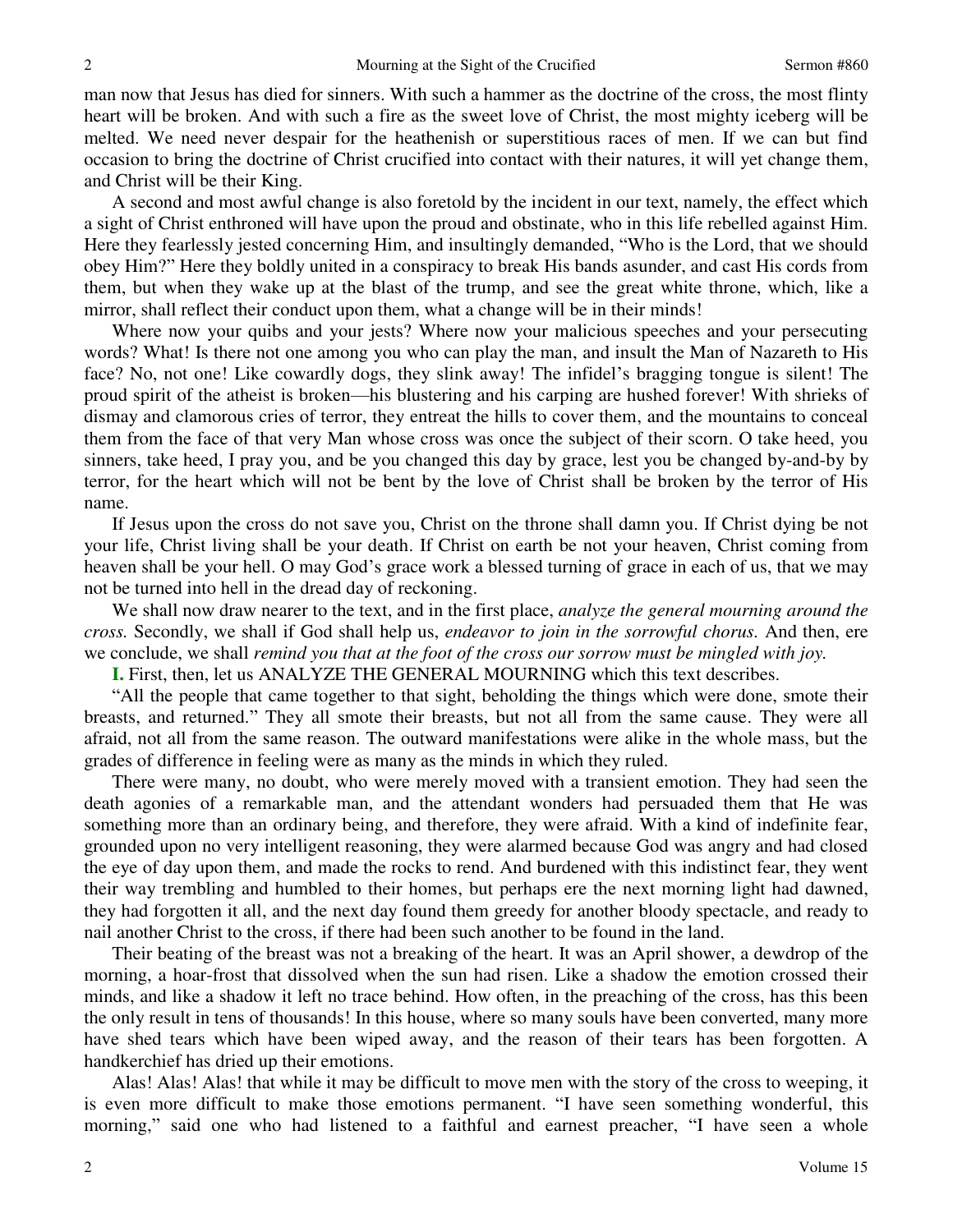man now that Jesus has died for sinners. With such a hammer as the doctrine of the cross, the most flinty heart will be broken. And with such a fire as the sweet love of Christ, the most mighty iceberg will be melted. We need never despair for the heathenish or superstitious races of men. If we can but find occasion to bring the doctrine of Christ crucified into contact with their natures, it will yet change them, and Christ will be their King.

A second and most awful change is also foretold by the incident in our text, namely, the effect which a sight of Christ enthroned will have upon the proud and obstinate, who in this life rebelled against Him. Here they fearlessly jested concerning Him, and insultingly demanded, "Who is the Lord, that we should obey Him?" Here they boldly united in a conspiracy to break His bands asunder, and cast His cords from them, but when they wake up at the blast of the trump, and see the great white throne, which, like a mirror, shall reflect their conduct upon them, what a change will be in their minds!

Where now your quibs and your jests? Where now your malicious speeches and your persecuting words? What! Is there not one among you who can play the man, and insult the Man of Nazareth to His face? No, not one! Like cowardly dogs, they slink away! The infidel's bragging tongue is silent! The proud spirit of the atheist is broken—his blustering and his carping are hushed forever! With shrieks of dismay and clamorous cries of terror, they entreat the hills to cover them, and the mountains to conceal them from the face of that very Man whose cross was once the subject of their scorn. O take heed, you sinners, take heed, I pray you, and be you changed this day by grace, lest you be changed by-and-by by terror, for the heart which will not be bent by the love of Christ shall be broken by the terror of His name.

If Jesus upon the cross do not save you, Christ on the throne shall damn you. If Christ dying be not your life, Christ living shall be your death. If Christ on earth be not your heaven, Christ coming from heaven shall be your hell. O may God's grace work a blessed turning of grace in each of us, that we may not be turned into hell in the dread day of reckoning.

We shall now draw nearer to the text, and in the first place, *analyze the general mourning around the cross.* Secondly, we shall if God shall help us, *endeavor to join in the sorrowful chorus.* And then, ere we conclude, we shall *remind you that at the foot of the cross our sorrow must be mingled with joy.*

**I.** First, then, let us ANALYZE THE GENERAL MOURNING which this text describes.

"All the people that came together to that sight, beholding the things which were done, smote their breasts, and returned." They all smote their breasts, but not all from the same cause. They were all afraid, not all from the same reason. The outward manifestations were alike in the whole mass, but the grades of difference in feeling were as many as the minds in which they ruled.

There were many, no doubt, who were merely moved with a transient emotion. They had seen the death agonies of a remarkable man, and the attendant wonders had persuaded them that He was something more than an ordinary being, and therefore, they were afraid. With a kind of indefinite fear, grounded upon no very intelligent reasoning, they were alarmed because God was angry and had closed the eye of day upon them, and made the rocks to rend. And burdened with this indistinct fear, they went their way trembling and humbled to their homes, but perhaps ere the next morning light had dawned, they had forgotten it all, and the next day found them greedy for another bloody spectacle, and ready to nail another Christ to the cross, if there had been such another to be found in the land.

Their beating of the breast was not a breaking of the heart. It was an April shower, a dewdrop of the morning, a hoar-frost that dissolved when the sun had risen. Like a shadow the emotion crossed their minds, and like a shadow it left no trace behind. How often, in the preaching of the cross, has this been the only result in tens of thousands! In this house, where so many souls have been converted, many more have shed tears which have been wiped away, and the reason of their tears has been forgotten. A handkerchief has dried up their emotions.

Alas! Alas! Alas! that while it may be difficult to move men with the story of the cross to weeping, it is even more difficult to make those emotions permanent. "I have seen something wonderful, this morning," said one who had listened to a faithful and earnest preacher, "I have seen a whole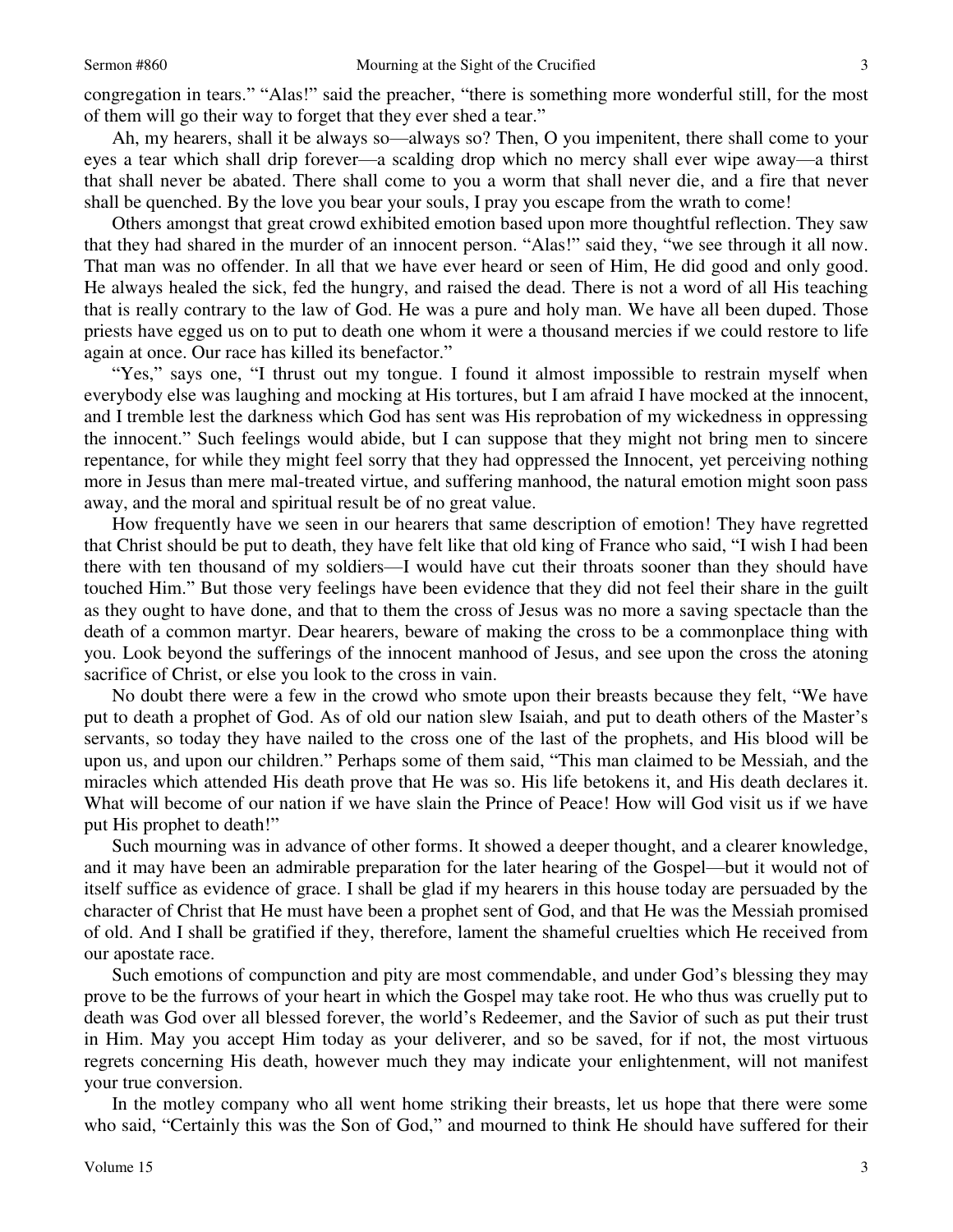congregation in tears." "Alas!" said the preacher, "there is something more wonderful still, for the most of them will go their way to forget that they ever shed a tear."

Ah, my hearers, shall it be always so—always so? Then, O you impenitent, there shall come to your eyes a tear which shall drip forever—a scalding drop which no mercy shall ever wipe away—a thirst that shall never be abated. There shall come to you a worm that shall never die, and a fire that never shall be quenched. By the love you bear your souls, I pray you escape from the wrath to come!

Others amongst that great crowd exhibited emotion based upon more thoughtful reflection. They saw that they had shared in the murder of an innocent person. "Alas!" said they, "we see through it all now. That man was no offender. In all that we have ever heard or seen of Him, He did good and only good. He always healed the sick, fed the hungry, and raised the dead. There is not a word of all His teaching that is really contrary to the law of God. He was a pure and holy man. We have all been duped. Those priests have egged us on to put to death one whom it were a thousand mercies if we could restore to life again at once. Our race has killed its benefactor."

"Yes," says one, "I thrust out my tongue. I found it almost impossible to restrain myself when everybody else was laughing and mocking at His tortures, but I am afraid I have mocked at the innocent, and I tremble lest the darkness which God has sent was His reprobation of my wickedness in oppressing the innocent." Such feelings would abide, but I can suppose that they might not bring men to sincere repentance, for while they might feel sorry that they had oppressed the Innocent, yet perceiving nothing more in Jesus than mere mal-treated virtue, and suffering manhood, the natural emotion might soon pass away, and the moral and spiritual result be of no great value.

How frequently have we seen in our hearers that same description of emotion! They have regretted that Christ should be put to death, they have felt like that old king of France who said, "I wish I had been there with ten thousand of my soldiers—I would have cut their throats sooner than they should have touched Him." But those very feelings have been evidence that they did not feel their share in the guilt as they ought to have done, and that to them the cross of Jesus was no more a saving spectacle than the death of a common martyr. Dear hearers, beware of making the cross to be a commonplace thing with you. Look beyond the sufferings of the innocent manhood of Jesus, and see upon the cross the atoning sacrifice of Christ, or else you look to the cross in vain.

No doubt there were a few in the crowd who smote upon their breasts because they felt, "We have put to death a prophet of God. As of old our nation slew Isaiah, and put to death others of the Master's servants, so today they have nailed to the cross one of the last of the prophets, and His blood will be upon us, and upon our children." Perhaps some of them said, "This man claimed to be Messiah, and the miracles which attended His death prove that He was so. His life betokens it, and His death declares it. What will become of our nation if we have slain the Prince of Peace! How will God visit us if we have put His prophet to death!"

Such mourning was in advance of other forms. It showed a deeper thought, and a clearer knowledge, and it may have been an admirable preparation for the later hearing of the Gospel—but it would not of itself suffice as evidence of grace. I shall be glad if my hearers in this house today are persuaded by the character of Christ that He must have been a prophet sent of God, and that He was the Messiah promised of old. And I shall be gratified if they, therefore, lament the shameful cruelties which He received from our apostate race.

Such emotions of compunction and pity are most commendable, and under God's blessing they may prove to be the furrows of your heart in which the Gospel may take root. He who thus was cruelly put to death was God over all blessed forever, the world's Redeemer, and the Savior of such as put their trust in Him. May you accept Him today as your deliverer, and so be saved, for if not, the most virtuous regrets concerning His death, however much they may indicate your enlightenment, will not manifest your true conversion.

In the motley company who all went home striking their breasts, let us hope that there were some who said, "Certainly this was the Son of God," and mourned to think He should have suffered for their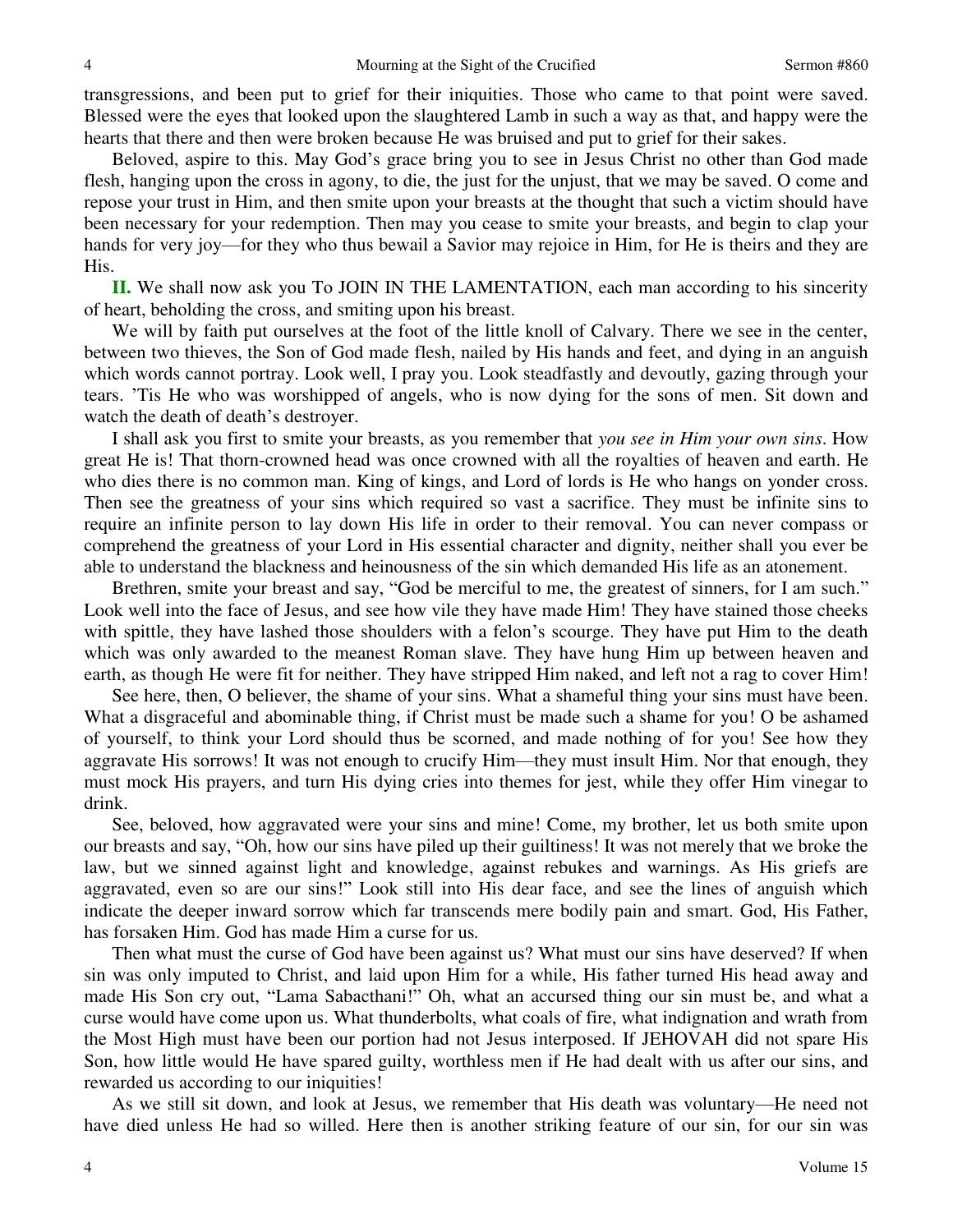transgressions, and been put to grief for their iniquities. Those who came to that point were saved. Blessed were the eyes that looked upon the slaughtered Lamb in such a way as that, and happy were the hearts that there and then were broken because He was bruised and put to grief for their sakes.

Beloved, aspire to this. May God's grace bring you to see in Jesus Christ no other than God made flesh, hanging upon the cross in agony, to die, the just for the unjust, that we may be saved. O come and repose your trust in Him, and then smite upon your breasts at the thought that such a victim should have been necessary for your redemption. Then may you cease to smite your breasts, and begin to clap your hands for very joy—for they who thus bewail a Savior may rejoice in Him, for He is theirs and they are His.

**II.** We shall now ask you To JOIN IN THE LAMENTATION, each man according to his sincerity of heart, beholding the cross, and smiting upon his breast.

We will by faith put ourselves at the foot of the little knoll of Calvary. There we see in the center, between two thieves, the Son of God made flesh, nailed by His hands and feet, and dying in an anguish which words cannot portray. Look well, I pray you. Look steadfastly and devoutly, gazing through your tears. 'Tis He who was worshipped of angels, who is now dying for the sons of men. Sit down and watch the death of death's destroyer.

I shall ask you first to smite your breasts, as you remember that *you see in Him your own sins*. How great He is! That thorn-crowned head was once crowned with all the royalties of heaven and earth. He who dies there is no common man. King of kings, and Lord of lords is He who hangs on yonder cross. Then see the greatness of your sins which required so vast a sacrifice. They must be infinite sins to require an infinite person to lay down His life in order to their removal. You can never compass or comprehend the greatness of your Lord in His essential character and dignity, neither shall you ever be able to understand the blackness and heinousness of the sin which demanded His life as an atonement.

Brethren, smite your breast and say, "God be merciful to me, the greatest of sinners, for I am such." Look well into the face of Jesus, and see how vile they have made Him! They have stained those cheeks with spittle, they have lashed those shoulders with a felon's scourge. They have put Him to the death which was only awarded to the meanest Roman slave. They have hung Him up between heaven and earth, as though He were fit for neither. They have stripped Him naked, and left not a rag to cover Him!

See here, then, O believer, the shame of your sins. What a shameful thing your sins must have been. What a disgraceful and abominable thing, if Christ must be made such a shame for you! O be ashamed of yourself, to think your Lord should thus be scorned, and made nothing of for you! See how they aggravate His sorrows! It was not enough to crucify Him—they must insult Him. Nor that enough, they must mock His prayers, and turn His dying cries into themes for jest, while they offer Him vinegar to drink.

See, beloved, how aggravated were your sins and mine! Come, my brother, let us both smite upon our breasts and say, "Oh, how our sins have piled up their guiltiness! It was not merely that we broke the law, but we sinned against light and knowledge, against rebukes and warnings. As His griefs are aggravated, even so are our sins!" Look still into His dear face, and see the lines of anguish which indicate the deeper inward sorrow which far transcends mere bodily pain and smart. God, His Father, has forsaken Him. God has made Him a curse for us.

Then what must the curse of God have been against us? What must our sins have deserved? If when sin was only imputed to Christ, and laid upon Him for a while, His father turned His head away and made His Son cry out, "Lama Sabacthani!" Oh, what an accursed thing our sin must be, and what a curse would have come upon us. What thunderbolts, what coals of fire, what indignation and wrath from the Most High must have been our portion had not Jesus interposed. If JEHOVAH did not spare His Son, how little would He have spared guilty, worthless men if He had dealt with us after our sins, and rewarded us according to our iniquities!

As we still sit down, and look at Jesus, we remember that His death was voluntary—He need not have died unless He had so willed. Here then is another striking feature of our sin, for our sin was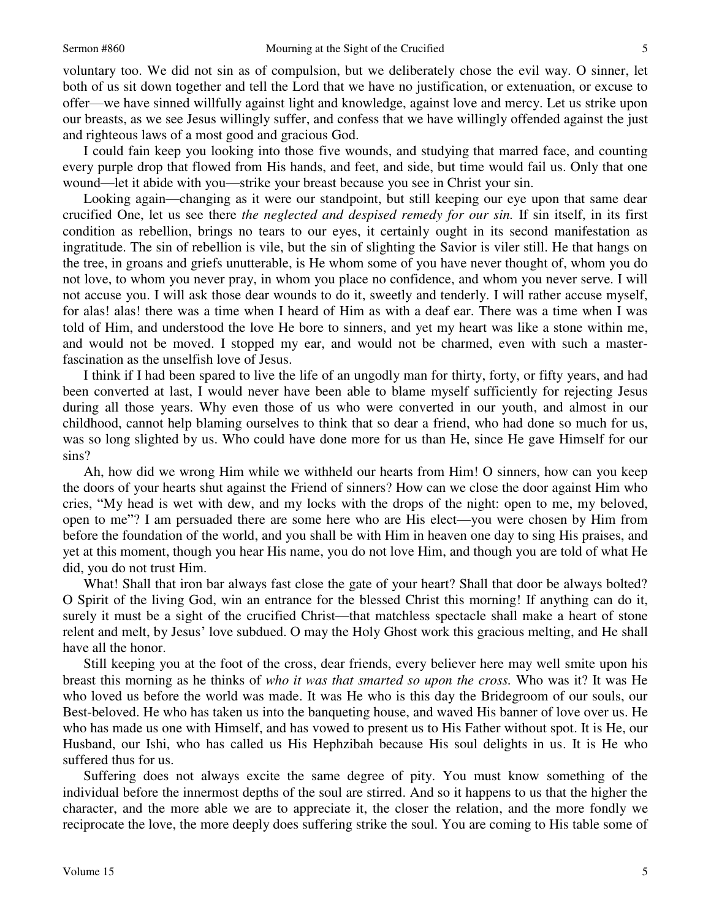voluntary too. We did not sin as of compulsion, but we deliberately chose the evil way. O sinner, let both of us sit down together and tell the Lord that we have no justification, or extenuation, or excuse to offer—we have sinned willfully against light and knowledge, against love and mercy. Let us strike upon our breasts, as we see Jesus willingly suffer, and confess that we have willingly offended against the just and righteous laws of a most good and gracious God.

I could fain keep you looking into those five wounds, and studying that marred face, and counting every purple drop that flowed from His hands, and feet, and side, but time would fail us. Only that one wound—let it abide with you—strike your breast because you see in Christ your sin.

Looking again—changing as it were our standpoint, but still keeping our eye upon that same dear crucified One, let us see there *the neglected and despised remedy for our sin.* If sin itself, in its first condition as rebellion, brings no tears to our eyes, it certainly ought in its second manifestation as ingratitude. The sin of rebellion is vile, but the sin of slighting the Savior is viler still. He that hangs on the tree, in groans and griefs unutterable, is He whom some of you have never thought of, whom you do not love, to whom you never pray, in whom you place no confidence, and whom you never serve. I will not accuse you. I will ask those dear wounds to do it, sweetly and tenderly. I will rather accuse myself, for alas! alas! there was a time when I heard of Him as with a deaf ear. There was a time when I was told of Him, and understood the love He bore to sinners, and yet my heart was like a stone within me, and would not be moved. I stopped my ear, and would not be charmed, even with such a master-fascination as the unselfish love of Jesus.

I think if I had been spared to live the life of an ungodly man for thirty, forty, or fifty years, and had been converted at last, I would never have been able to blame myself sufficiently for rejecting Jesus during all those years. Why even those of us who were converted in our youth, and almost in our childhood, cannot help blaming ourselves to think that so dear a friend, who had done so much for us, was so long slighted by us. Who could have done more for us than He, since He gave Himself for our sins?

Ah, how did we wrong Him while we withheld our hearts from Him! O sinners, how can you keep the doors of your hearts shut against the Friend of sinners? How can we close the door against Him who cries, "My head is wet with dew, and my locks with the drops of the night: open to me, my beloved, open to me"? I am persuaded there are some here who are His elect—you were chosen by Him from before the foundation of the world, and you shall be with Him in heaven one day to sing His praises, and yet at this moment, though you hear His name, you do not love Him, and though you are told of what He did, you do not trust Him.

What! Shall that iron bar always fast close the gate of your heart? Shall that door be always bolted? O Spirit of the living God, win an entrance for the blessed Christ this morning! If anything can do it, surely it must be a sight of the crucified Christ—that matchless spectacle shall make a heart of stone relent and melt, by Jesus' love subdued. O may the Holy Ghost work this gracious melting, and He shall have all the honor.

Still keeping you at the foot of the cross, dear friends, every believer here may well smite upon his breast this morning as he thinks of *who it was that smarted so upon the cross.* Who was it? It was He who loved us before the world was made. It was He who is this day the Bridegroom of our souls, our Best-beloved. He who has taken us into the banqueting house, and waved His banner of love over us. He who has made us one with Himself, and has vowed to present us to His Father without spot. It is He, our Husband, our Ishi, who has called us His Hephzibah because His soul delights in us. It is He who suffered thus for us.

Suffering does not always excite the same degree of pity. You must know something of the individual before the innermost depths of the soul are stirred. And so it happens to us that the higher the character, and the more able we are to appreciate it, the closer the relation, and the more fondly we reciprocate the love, the more deeply does suffering strike the soul. You are coming to His table some of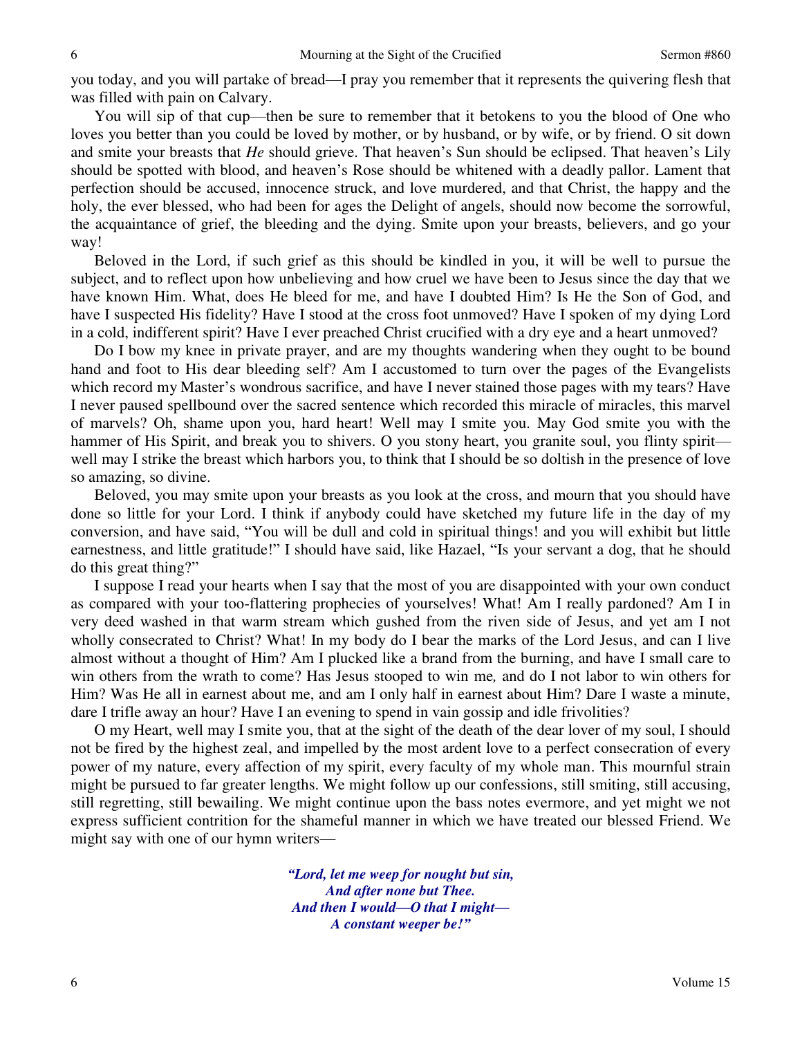you today, and you will partake of bread—I pray you remember that it represents the quivering flesh that was filled with pain on Calvary.

You will sip of that cup—then be sure to remember that it betokens to you the blood of One who loves you better than you could be loved by mother, or by husband, or by wife, or by friend. O sit down and smite your breasts that *He* should grieve. That heaven's Sun should be eclipsed. That heaven's Lily should be spotted with blood, and heaven's Rose should be whitened with a deadly pallor. Lament that perfection should be accused, innocence struck, and love murdered, and that Christ, the happy and the holy, the ever blessed, who had been for ages the Delight of angels, should now become the sorrowful, the acquaintance of grief, the bleeding and the dying. Smite upon your breasts, believers, and go your way!

Beloved in the Lord, if such grief as this should be kindled in you, it will be well to pursue the subject, and to reflect upon how unbelieving and how cruel we have been to Jesus since the day that we have known Him. What, does He bleed for me, and have I doubted Him? Is He the Son of God, and have I suspected His fidelity? Have I stood at the cross foot unmoved? Have I spoken of my dying Lord in a cold, indifferent spirit? Have I ever preached Christ crucified with a dry eye and a heart unmoved?

Do I bow my knee in private prayer, and are my thoughts wandering when they ought to be bound hand and foot to His dear bleeding self? Am I accustomed to turn over the pages of the Evangelists which record my Master's wondrous sacrifice, and have I never stained those pages with my tears? Have I never paused spellbound over the sacred sentence which recorded this miracle of miracles, this marvel of marvels? Oh, shame upon you, hard heart! Well may I smite you. May God smite you with the hammer of His Spirit, and break you to shivers. O you stony heart, you granite soul, you flinty spirit—well may I strike the breast which harbors you, to think that I should be so doltish in the presence of love so amazing, so divine.

Beloved, you may smite upon your breasts as you look at the cross, and mourn that you should have done so little for your Lord. I think if anybody could have sketched my future life in the day of my conversion, and have said, "You will be dull and cold in spiritual things! and you will exhibit but little earnestness, and little gratitude!" I should have said, like Hazael, "Is your servant a dog, that he should do this great thing?"

I suppose I read your hearts when I say that the most of you are disappointed with your own conduct as compared with your too-flattering prophecies of yourselves! What! Am I really pardoned? Am I in very deed washed in that warm stream which gushed from the riven side of Jesus, and yet am I not wholly consecrated to Christ? What! In my body do I bear the marks of the Lord Jesus, and can I live almost without a thought of Him? Am I plucked like a brand from the burning, and have I small care to win others from the wrath to come? Has Jesus stooped to win me*,* and do I not labor to win others for Him? Was He all in earnest about me, and am I only half in earnest about Him? Dare I waste a minute, dare I trifle away an hour? Have I an evening to spend in vain gossip and idle frivolities?

O my Heart, well may I smite you, that at the sight of the death of the dear lover of my soul, I should not be fired by the highest zeal, and impelled by the most ardent love to a perfect consecration of every power of my nature, every affection of my spirit, every faculty of my whole man. This mournful strain might be pursued to far greater lengths. We might follow up our confessions, still smiting, still accusing, still regretting, still bewailing. We might continue upon the bass notes evermore, and yet might we not express sufficient contrition for the shameful manner in which we have treated our blessed Friend. We might say with one of our hymn writers—

> ***"Lord, let me weep for nought but sin,***
> ***And after none but Thee.***
> ***And then I would—O that I might—***
> ***A constant weeper be!"***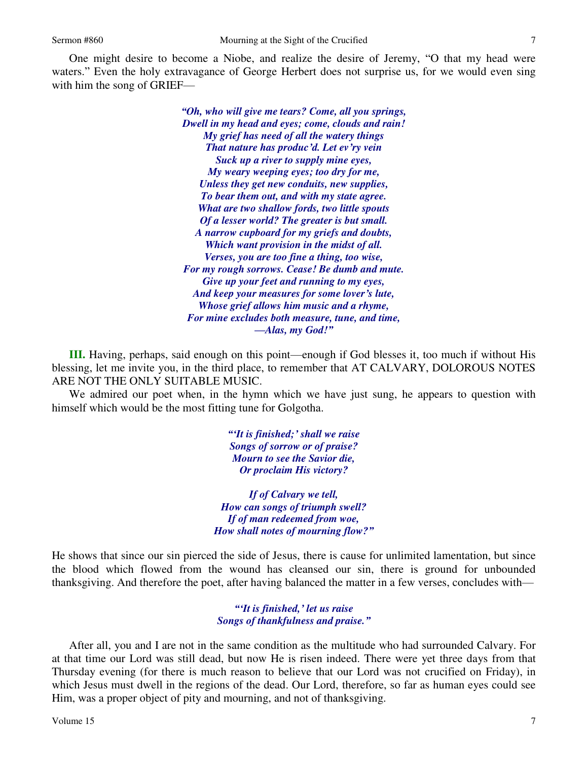One might desire to become a Niobe, and realize the desire of Jeremy, "O that my head were waters." Even the holy extravagance of George Herbert does not surprise us, for we would even sing with him the song of GRIEF—

*"Oh, who will give me tears? Come, all you springs,*
*Dwell in my head and eyes; come, clouds and rain!*
*My grief has need of all the watery things*
*That nature has produc'd. Let ev'ry vein*
*Suck up a river to supply mine eyes,*
*My weary weeping eyes; too dry for me,*
*Unless they get new conduits, new supplies,*
*To bear them out, and with my state agree.*
*What are two shallow fords, two little spouts*
*Of a lesser world? The greater is but small.*
*A narrow cupboard for my griefs and doubts,*
*Which want provision in the midst of all.*
*Verses, you are too fine a thing, too wise,*
*For my rough sorrows. Cease! Be dumb and mute.*
*Give up your feet and running to my eyes,*
*And keep your measures for some lover's lute,*
*Whose grief allows him music and a rhyme,*
*For mine excludes both measure, tune, and time,*
*—Alas, my God!"*

**III.** Having, perhaps, said enough on this point—enough if God blesses it, too much if without His blessing, let me invite you, in the third place, to remember that AT CALVARY, DOLOROUS NOTES ARE NOT THE ONLY SUITABLE MUSIC.

We admired our poet when, in the hymn which we have just sung, he appears to question with himself which would be the most fitting tune for Golgotha.

*"'It is finished;' shall we raise*
*Songs of sorrow or of praise?*
*Mourn to see the Savior die,*
*Or proclaim His victory?*

*If of Calvary we tell,*
*How can songs of triumph swell?*
*If of man redeemed from woe,*
*How shall notes of mourning flow?"*

He shows that since our sin pierced the side of Jesus, there is cause for unlimited lamentation, but since the blood which flowed from the wound has cleansed our sin, there is ground for unbounded thanksgiving. And therefore the poet, after having balanced the matter in a few verses, concludes with—

*"'It is finished,' let us raise*
*Songs of thankfulness and praise."*

After all, you and I are not in the same condition as the multitude who had surrounded Calvary. For at that time our Lord was still dead, but now He is risen indeed. There were yet three days from that Thursday evening (for there is much reason to believe that our Lord was not crucified on Friday), in which Jesus must dwell in the regions of the dead. Our Lord, therefore, so far as human eyes could see Him, was a proper object of pity and mourning, and not of thanksgiving.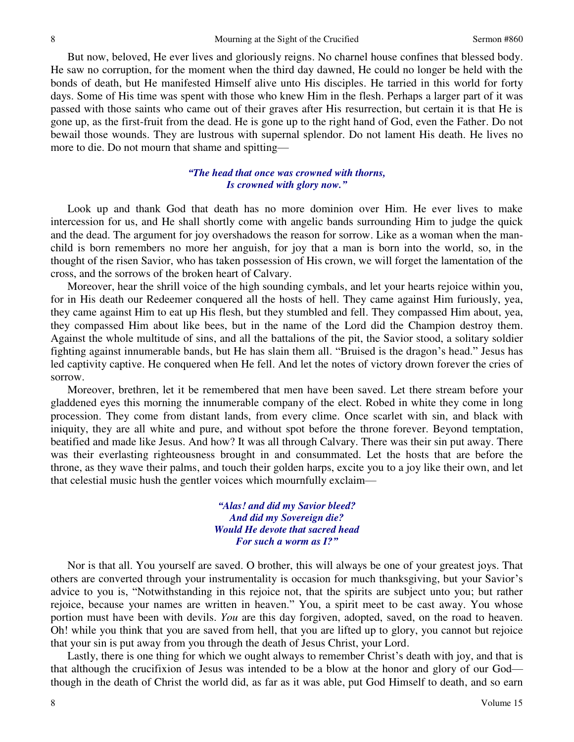But now, beloved, He ever lives and gloriously reigns. No charnel house confines that blessed body. He saw no corruption, for the moment when the third day dawned, He could no longer be held with the bonds of death, but He manifested Himself alive unto His disciples. He tarried in this world for forty days. Some of His time was spent with those who knew Him in the flesh. Perhaps a larger part of it was passed with those saints who came out of their graves after His resurrection, but certain it is that He is gone up, as the first-fruit from the dead. He is gone up to the right hand of God, even the Father. Do not bewail those wounds. They are lustrous with supernal splendor. Do not lament His death. He lives no more to die. Do not mourn that shame and spitting—

> ***"The head that once was crowned with thorns,***
> ***Is crowned with glory now."***

Look up and thank God that death has no more dominion over Him. He ever lives to make intercession for us, and He shall shortly come with angelic bands surrounding Him to judge the quick and the dead. The argument for joy overshadows the reason for sorrow. Like as a woman when the man-child is born remembers no more her anguish, for joy that a man is born into the world, so, in the thought of the risen Savior, who has taken possession of His crown, we will forget the lamentation of the cross, and the sorrows of the broken heart of Calvary.

Moreover, hear the shrill voice of the high sounding cymbals, and let your hearts rejoice within you, for in His death our Redeemer conquered all the hosts of hell. They came against Him furiously, yea, they came against Him to eat up His flesh, but they stumbled and fell. They compassed Him about, yea, they compassed Him about like bees, but in the name of the Lord did the Champion destroy them. Against the whole multitude of sins, and all the battalions of the pit, the Savior stood, a solitary soldier fighting against innumerable bands, but He has slain them all. "Bruised is the dragon's head." Jesus has led captivity captive. He conquered when He fell. And let the notes of victory drown forever the cries of sorrow.

Moreover, brethren, let it be remembered that men have been saved. Let there stream before your gladdened eyes this morning the innumerable company of the elect. Robed in white they come in long procession. They come from distant lands, from every clime. Once scarlet with sin, and black with iniquity, they are all white and pure, and without spot before the throne forever. Beyond temptation, beatified and made like Jesus. And how? It was all through Calvary. There was their sin put away. There was their everlasting righteousness brought in and consummated. Let the hosts that are before the throne, as they wave their palms, and touch their golden harps, excite you to a joy like their own, and let that celestial music hush the gentler voices which mournfully exclaim—

> ***"Alas! and did my Savior bleed?***
> ***And did my Sovereign die?***
> ***Would He devote that sacred head***
> ***For such a worm as I?"***

Nor is that all. You yourself are saved. O brother, this will always be one of your greatest joys. That others are converted through your instrumentality is occasion for much thanksgiving, but your Savior's advice to you is, "Notwithstanding in this rejoice not, that the spirits are subject unto you; but rather rejoice, because your names are written in heaven." You, a spirit meet to be cast away. You whose portion must have been with devils. *You* are this day forgiven, adopted, saved, on the road to heaven. Oh! while you think that you are saved from hell, that you are lifted up to glory, you cannot but rejoice that your sin is put away from you through the death of Jesus Christ, your Lord.

Lastly, there is one thing for which we ought always to remember Christ's death with joy, and that is that although the crucifixion of Jesus was intended to be a blow at the honor and glory of our God—though in the death of Christ the world did, as far as it was able, put God Himself to death, and so earn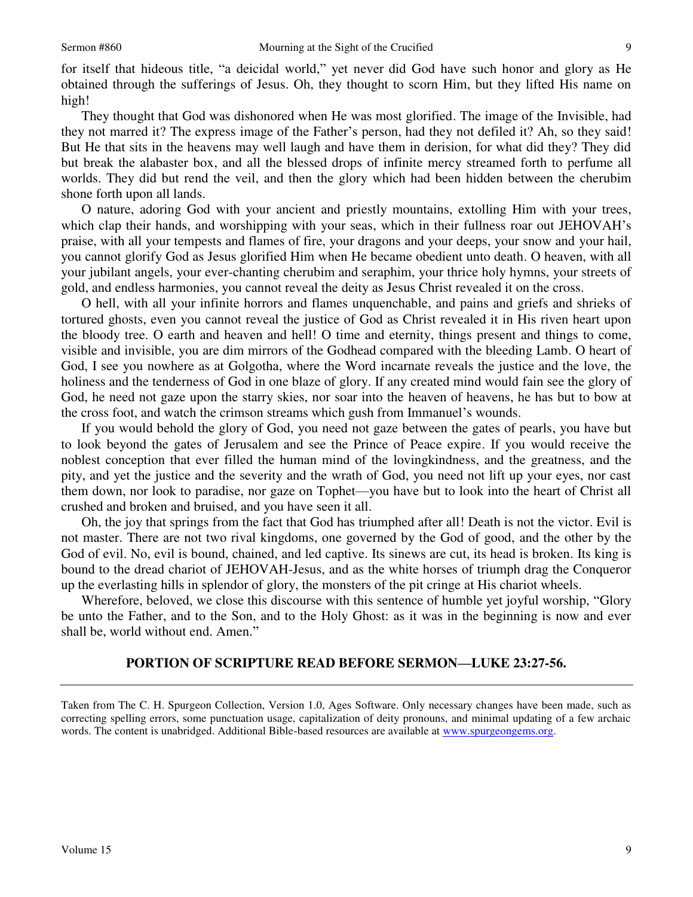for itself that hideous title, "a deicidal world," yet never did God have such honor and glory as He obtained through the sufferings of Jesus. Oh, they thought to scorn Him, but they lifted His name on high!

They thought that God was dishonored when He was most glorified. The image of the Invisible, had they not marred it? The express image of the Father's person, had they not defiled it? Ah, so they said! But He that sits in the heavens may well laugh and have them in derision, for what did they? They did but break the alabaster box, and all the blessed drops of infinite mercy streamed forth to perfume all worlds. They did but rend the veil, and then the glory which had been hidden between the cherubim shone forth upon all lands.

O nature, adoring God with your ancient and priestly mountains, extolling Him with your trees, which clap their hands, and worshipping with your seas, which in their fullness roar out JEHOVAH's praise, with all your tempests and flames of fire, your dragons and your deeps, your snow and your hail, you cannot glorify God as Jesus glorified Him when He became obedient unto death. O heaven, with all your jubilant angels, your ever-chanting cherubim and seraphim, your thrice holy hymns, your streets of gold, and endless harmonies, you cannot reveal the deity as Jesus Christ revealed it on the cross.

O hell, with all your infinite horrors and flames unquenchable, and pains and griefs and shrieks of tortured ghosts, even you cannot reveal the justice of God as Christ revealed it in His riven heart upon the bloody tree. O earth and heaven and hell! O time and eternity, things present and things to come, visible and invisible, you are dim mirrors of the Godhead compared with the bleeding Lamb. O heart of God, I see you nowhere as at Golgotha, where the Word incarnate reveals the justice and the love, the holiness and the tenderness of God in one blaze of glory. If any created mind would fain see the glory of God, he need not gaze upon the starry skies, nor soar into the heaven of heavens, he has but to bow at the cross foot, and watch the crimson streams which gush from Immanuel's wounds.

If you would behold the glory of God, you need not gaze between the gates of pearls, you have but to look beyond the gates of Jerusalem and see the Prince of Peace expire. If you would receive the noblest conception that ever filled the human mind of the lovingkindness, and the greatness, and the pity, and yet the justice and the severity and the wrath of God, you need not lift up your eyes, nor cast them down, nor look to paradise, nor gaze on Tophet—you have but to look into the heart of Christ all crushed and broken and bruised, and you have seen it all.

Oh, the joy that springs from the fact that God has triumphed after all! Death is not the victor. Evil is not master. There are not two rival kingdoms, one governed by the God of good, and the other by the God of evil. No, evil is bound, chained, and led captive. Its sinews are cut, its head is broken. Its king is bound to the dread chariot of JEHOVAH-Jesus, and as the white horses of triumph drag the Conqueror up the everlasting hills in splendor of glory, the monsters of the pit cringe at His chariot wheels.

Wherefore, beloved, we close this discourse with this sentence of humble yet joyful worship, "Glory be unto the Father, and to the Son, and to the Holy Ghost: as it was in the beginning is now and ever shall be, world without end. Amen."

## PORTION OF SCRIPTURE READ BEFORE SERMON—LUKE 23:27-56.

---

Taken from The C. H. Spurgeon Collection, Version 1.0, Ages Software. Only necessary changes have been made, such as correcting spelling errors, some punctuation usage, capitalization of deity pronouns, and minimal updating of a few archaic words. The content is unabridged. Additional Bible-based resources are available at www.spurgeongems.org.